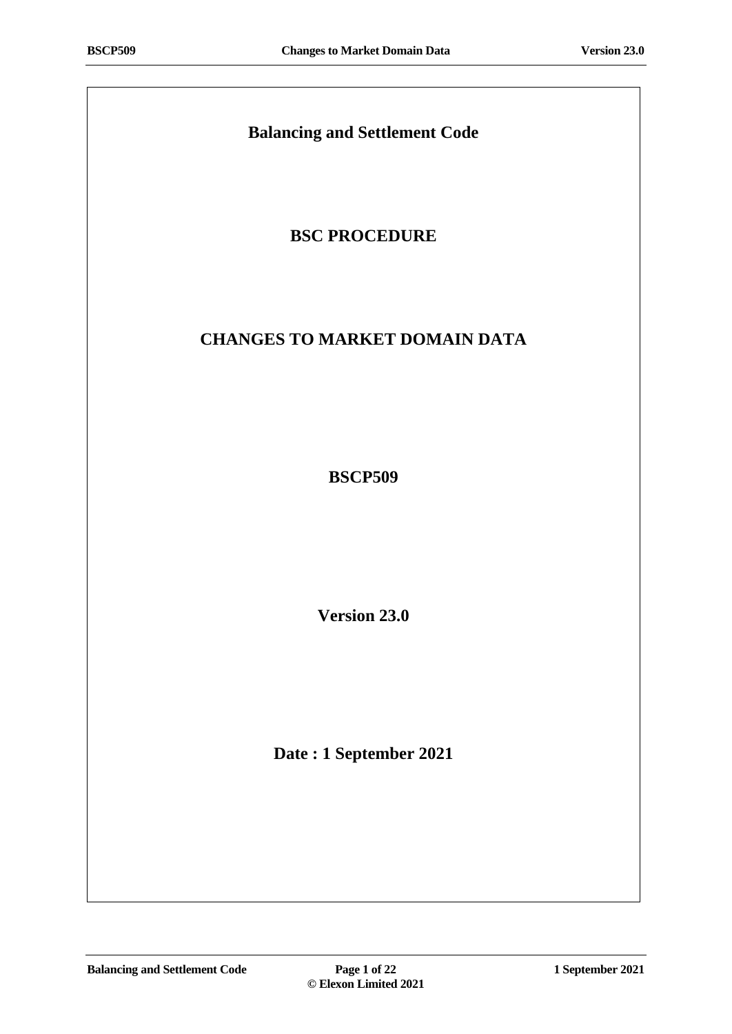# Balancing and Settlement Code

## BSC PROCEDURE

## CHANGES TO MARKET DOMAIN DATA

## BSCP509

## Version 23.0

## Date : 1 September 2021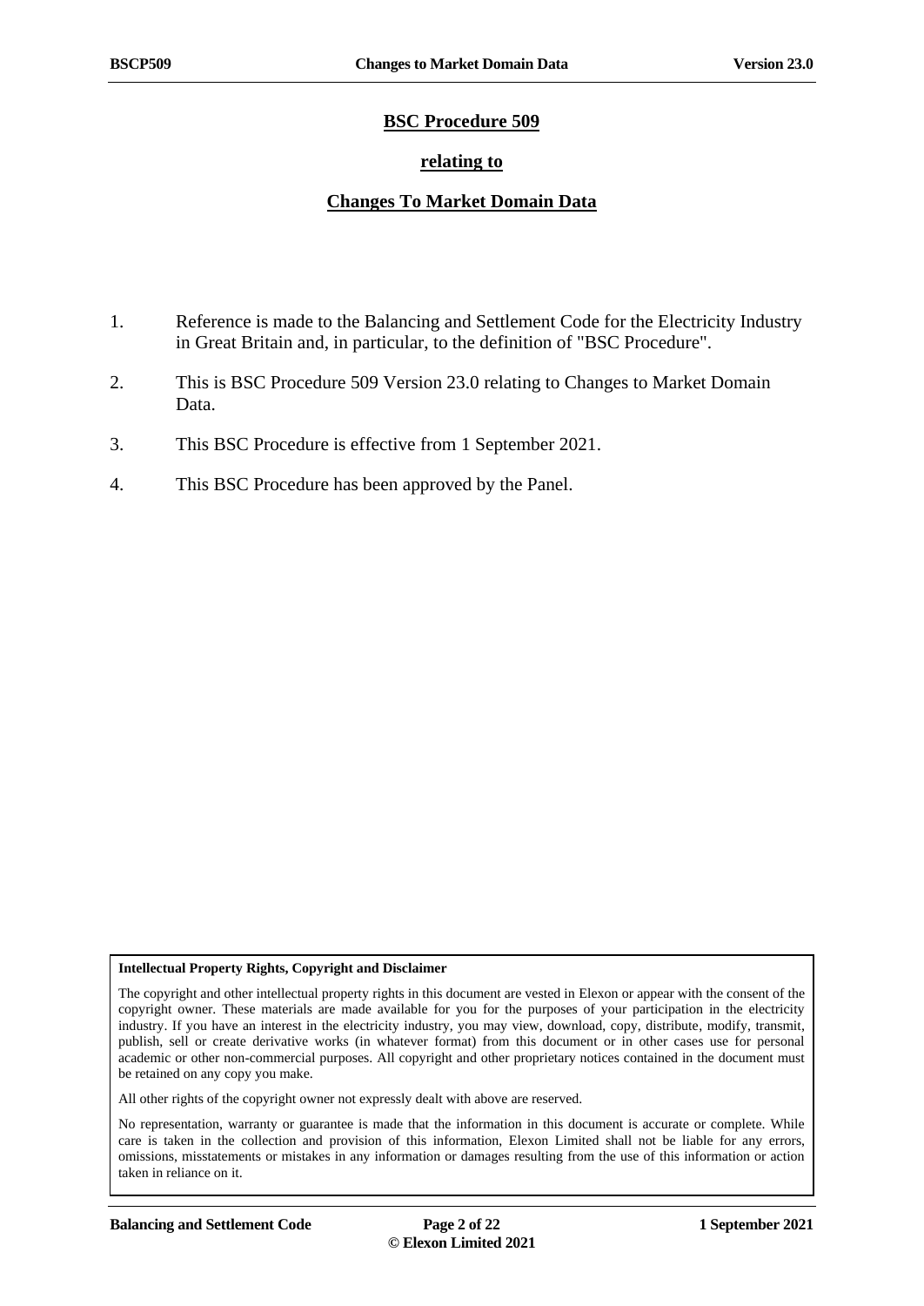# BSC Procedure 509

## relating to

## Changes To Market Domain Data

1. Reference is made to the Balancing and Settlement Code for the Electricity Industry in Great Britain and, in particular, to the definition of "BSC Procedure".

2. This is BSC Procedure 509 Version 23.0 relating to Changes to Market Domain Data.

3. This BSC Procedure is effective from 1 September 2021.

4. This BSC Procedure has been approved by the Panel.

**Intellectual Property Rights, Copyright and Disclaimer**

The copyright and other intellectual property rights in this document are vested in Elexon or appear with the consent of the copyright owner. These materials are made available for you for the purposes of your participation in the electricity industry. If you have an interest in the electricity industry, you may view, download, copy, distribute, modify, transmit, publish, sell or create derivative works (in whatever format) from this document or in other cases use for personal academic or other non-commercial purposes. All copyright and other proprietary notices contained in the document must be retained on any copy you make.

All other rights of the copyright owner not expressly dealt with above are reserved.

No representation, warranty or guarantee is made that the information in this document is accurate or complete. While care is taken in the collection and provision of this information, Elexon Limited shall not be liable for any errors, omissions, misstatements or mistakes in any information or damages resulting from the use of this information or action taken in reliance on it.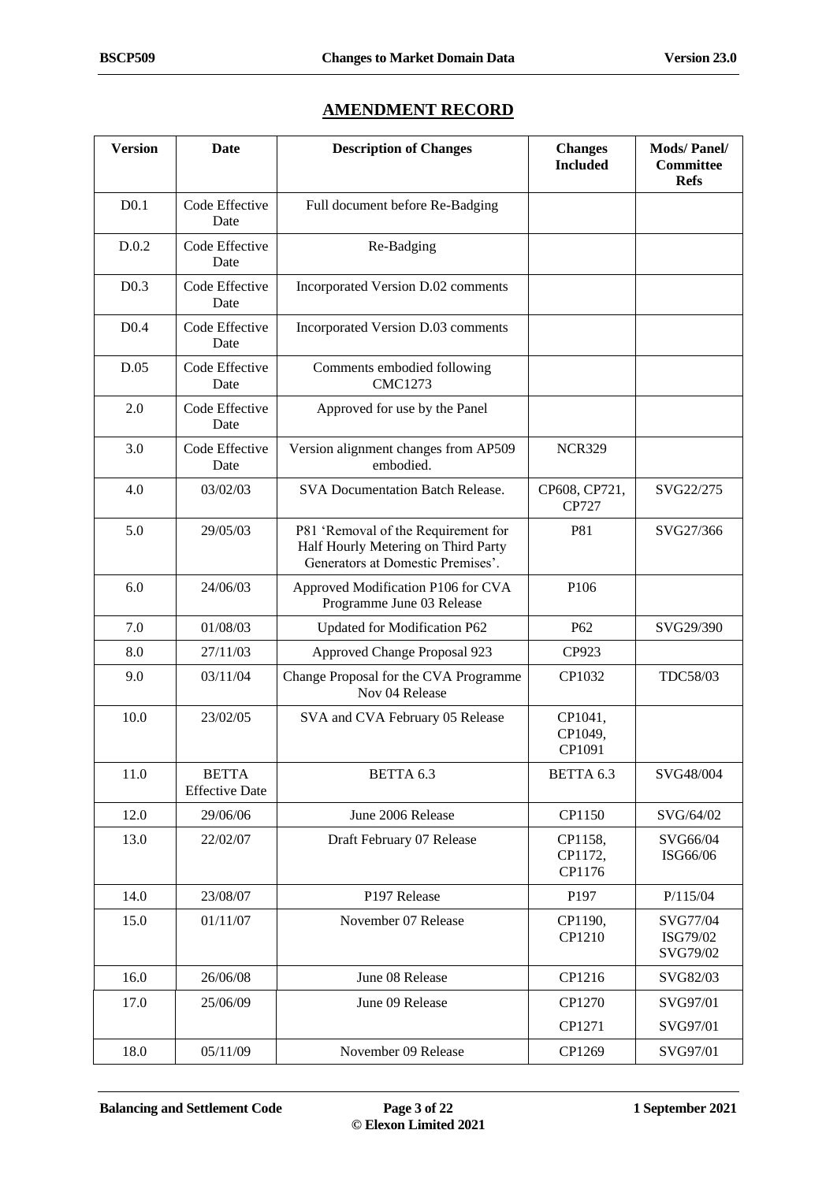## AMENDMENT RECORD

| Version | Date | Description of Changes | Changes Included | Mods/ Panel/ Committee Refs |
|---|---|---|---|---|
| D0.1 | Code Effective Date | Full document before Re-Badging | | |
| D.0.2 | Code Effective Date | Re-Badging | | |
| D0.3 | Code Effective Date | Incorporated Version D.02 comments | | |
| D0.4 | Code Effective Date | Incorporated Version D.03 comments | | |
| D.05 | Code Effective Date | Comments embodied following CMC1273 | | |
| 2.0 | Code Effective Date | Approved for use by the Panel | | |
| 3.0 | Code Effective Date | Version alignment changes from AP509 embodied. | NCR329 | |
| 4.0 | 03/02/03 | SVA Documentation Batch Release. | CP608, CP721, CP727 | SVG22/275 |
| 5.0 | 29/05/03 | P81 'Removal of the Requirement for Half Hourly Metering on Third Party Generators at Domestic Premises'. | P81 | SVG27/366 |
| 6.0 | 24/06/03 | Approved Modification P106 for CVA Programme June 03 Release | P106 | |
| 7.0 | 01/08/03 | Updated for Modification P62 | P62 | SVG29/390 |
| 8.0 | 27/11/03 | Approved Change Proposal 923 | CP923 | |
| 9.0 | 03/11/04 | Change Proposal for the CVA Programme Nov 04 Release | CP1032 | TDC58/03 |
| 10.0 | 23/02/05 | SVA and CVA February 05 Release | CP1041, CP1049, CP1091 | |
| 11.0 | BETTA Effective Date | BETTA 6.3 | BETTA 6.3 | SVG48/004 |
| 12.0 | 29/06/06 | June 2006 Release | CP1150 | SVG/64/02 |
| 13.0 | 22/02/07 | Draft February 07 Release | CP1158, CP1172, CP1176 | SVG66/04 ISG66/06 |
| 14.0 | 23/08/07 | P197 Release | P197 | P/115/04 |
| 15.0 | 01/11/07 | November 07 Release | CP1190, CP1210 | SVG77/04 ISG79/02 SVG79/02 |
| 16.0 | 26/06/08 | June 08 Release | CP1216 | SVG82/03 |
| 17.0 | 25/06/09 | June 09 Release | CP1270 | SVG97/01 |
| | | | CP1271 | SVG97/01 |
| 18.0 | 05/11/09 | November 09 Release | CP1269 | SVG97/01 |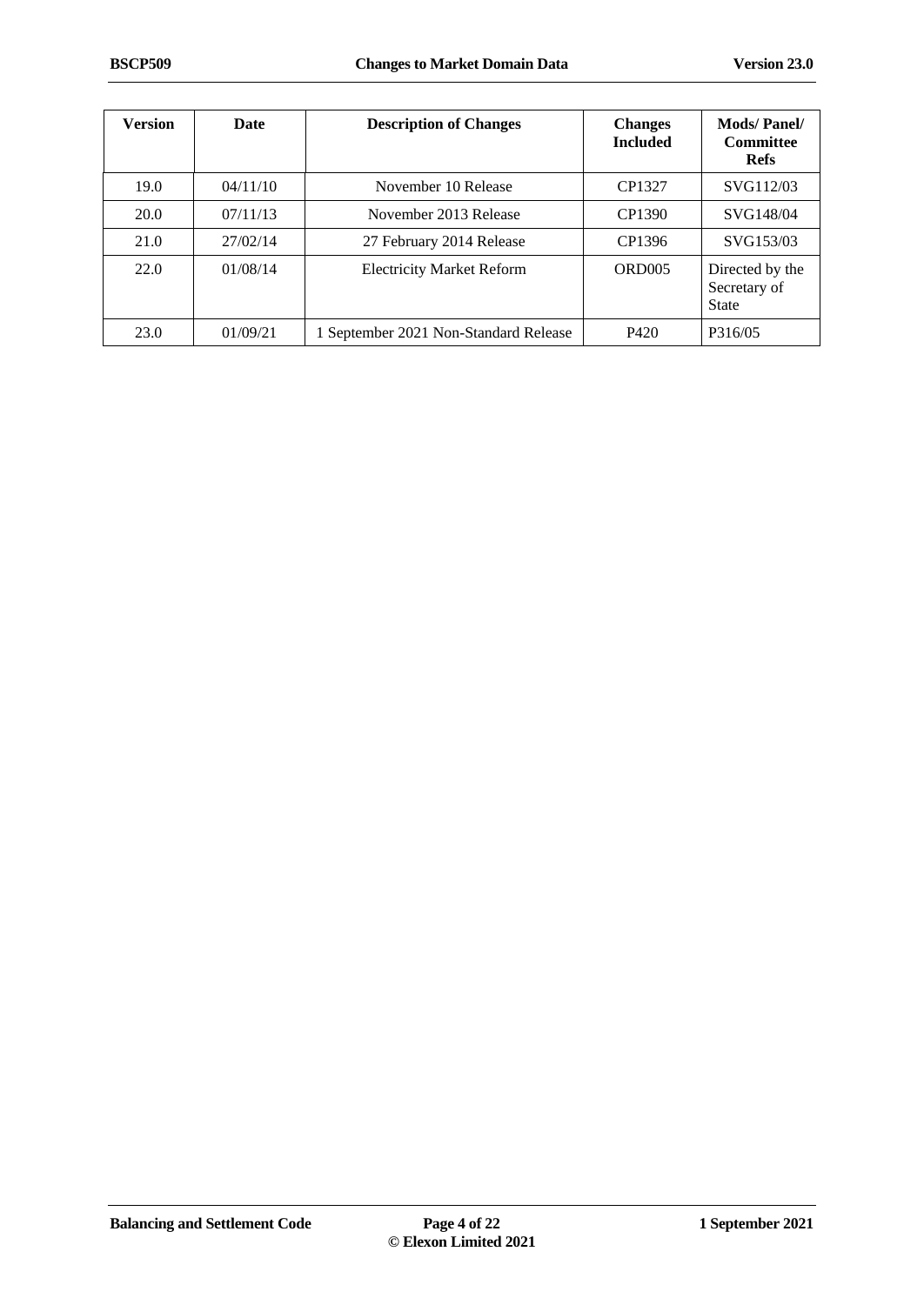| Version | Date | Description of Changes | Changes Included | Mods/ Panel/ Committee Refs |
|---|---|---|---|---|
| 19.0 | 04/11/10 | November 10 Release | CP1327 | SVG112/03 |
| 20.0 | 07/11/13 | November 2013 Release | CP1390 | SVG148/04 |
| 21.0 | 27/02/14 | 27 February 2014 Release | CP1396 | SVG153/03 |
| 22.0 | 01/08/14 | Electricity Market Reform | ORD005 | Directed by the Secretary of State |
| 23.0 | 01/09/21 | 1 September 2021 Non-Standard Release | P420 | P316/05 |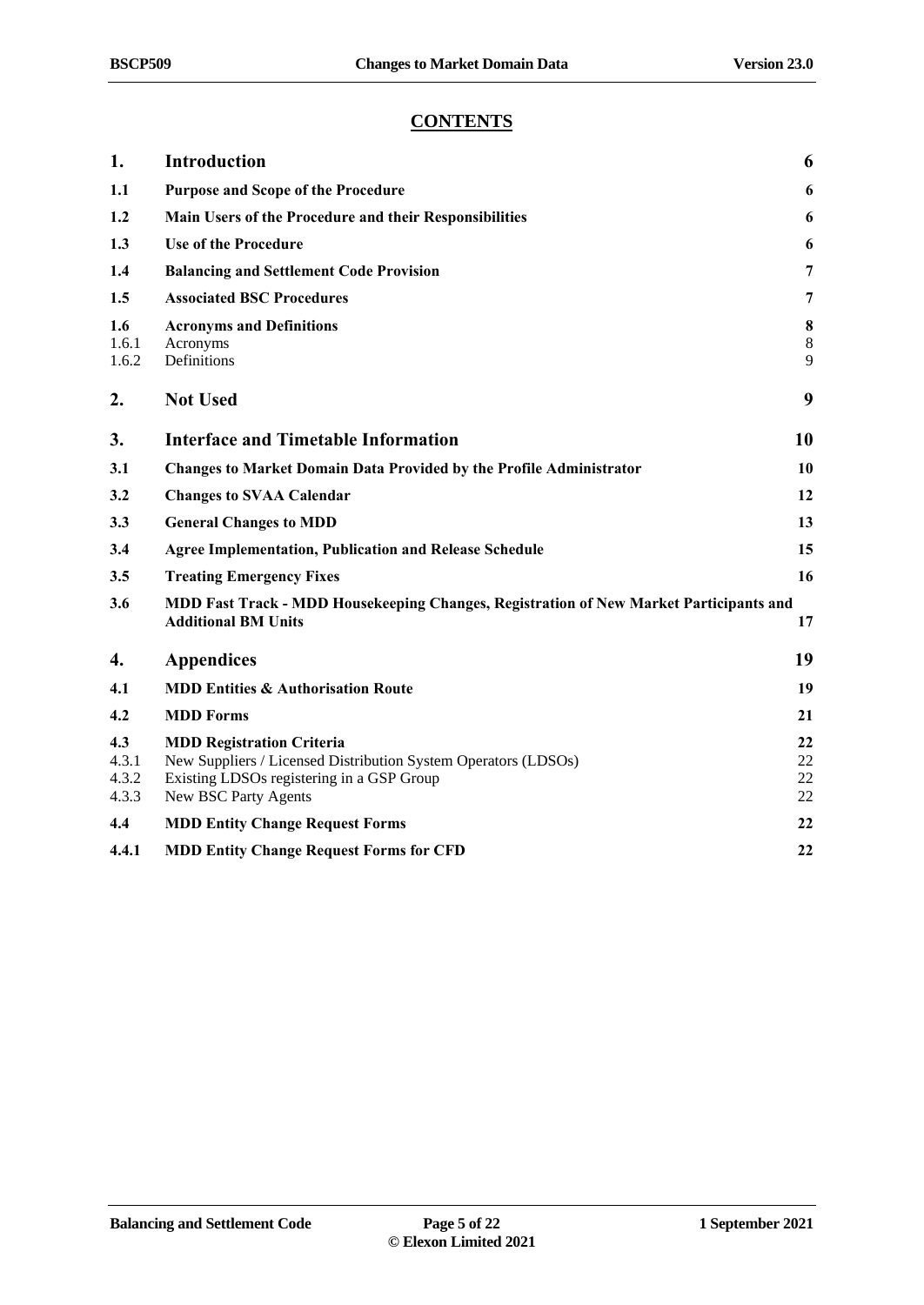# CONTENTS

| | | |
|---|---|---|
| **1.** | **Introduction** | **6** |
| **1.1** | **Purpose and Scope of the Procedure** | **6** |
| **1.2** | **Main Users of the Procedure and their Responsibilities** | **6** |
| **1.3** | **Use of the Procedure** | **6** |
| **1.4** | **Balancing and Settlement Code Provision** | **7** |
| **1.5** | **Associated BSC Procedures** | **7** |
| **1.6** | **Acronyms and Definitions** | **8** |
| 1.6.1 | Acronyms | 8 |
| 1.6.2 | Definitions | 9 |
| **2.** | **Not Used** | **9** |
| **3.** | **Interface and Timetable Information** | **10** |
| **3.1** | **Changes to Market Domain Data Provided by the Profile Administrator** | **10** |
| **3.2** | **Changes to SVAA Calendar** | **12** |
| **3.3** | **General Changes to MDD** | **13** |
| **3.4** | **Agree Implementation, Publication and Release Schedule** | **15** |
| **3.5** | **Treating Emergency Fixes** | **16** |
| **3.6** | **MDD Fast Track - MDD Housekeeping Changes, Registration of New Market Participants and Additional BM Units** | **17** |
| **4.** | **Appendices** | **19** |
| **4.1** | **MDD Entities & Authorisation Route** | **19** |
| **4.2** | **MDD Forms** | **21** |
| **4.3** | **MDD Registration Criteria** | **22** |
| 4.3.1 | New Suppliers / Licensed Distribution System Operators (LDSOs) | 22 |
| 4.3.2 | Existing LDSOs registering in a GSP Group | 22 |
| 4.3.3 | New BSC Party Agents | 22 |
| **4.4** | **MDD Entity Change Request Forms** | **22** |
| **4.4.1** | **MDD Entity Change Request Forms for CFD** | **22** |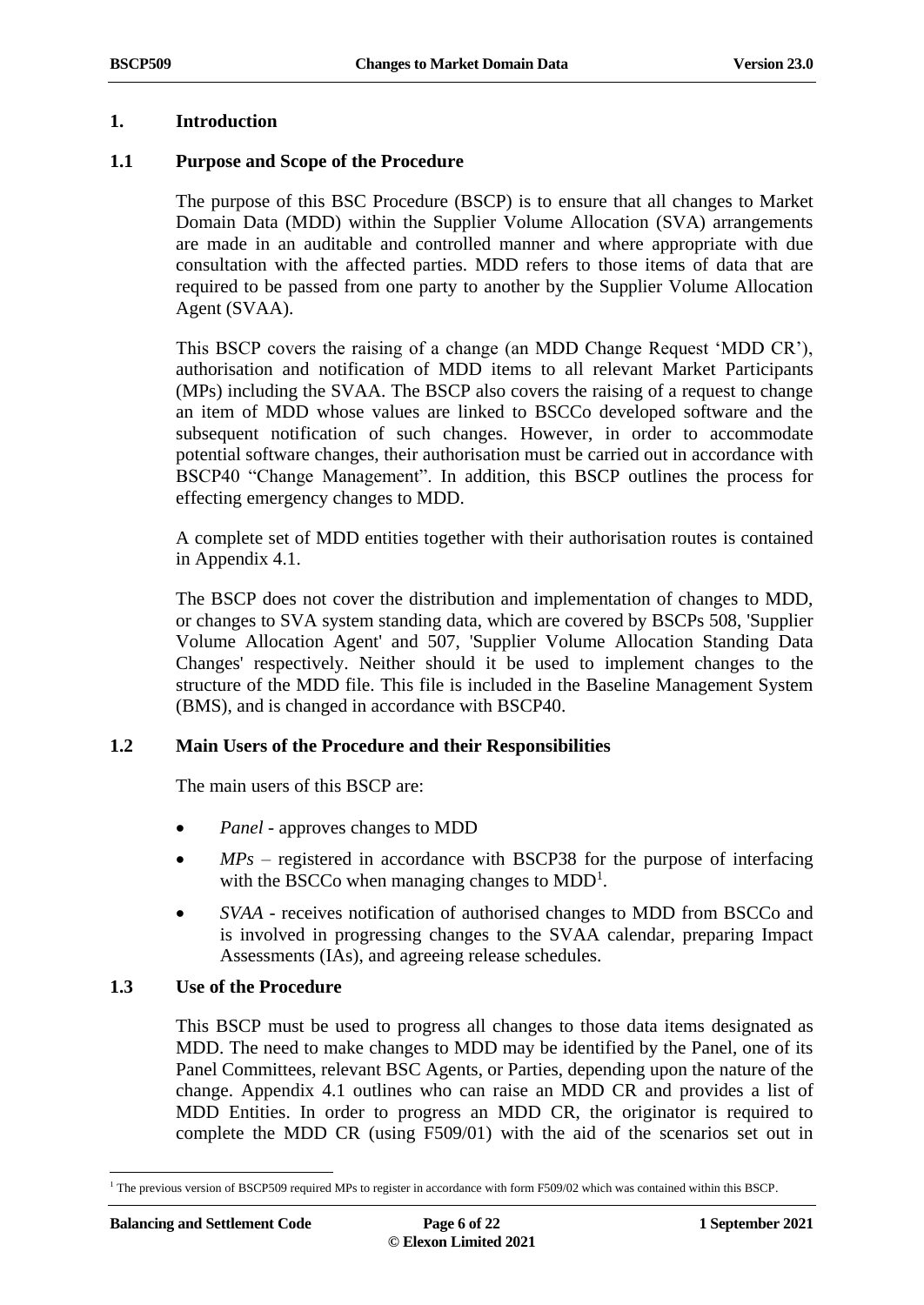# 1. Introduction

## 1.1 Purpose and Scope of the Procedure

The purpose of this BSC Procedure (BSCP) is to ensure that all changes to Market Domain Data (MDD) within the Supplier Volume Allocation (SVA) arrangements are made in an auditable and controlled manner and where appropriate with due consultation with the affected parties. MDD refers to those items of data that are required to be passed from one party to another by the Supplier Volume Allocation Agent (SVAA).

This BSCP covers the raising of a change (an MDD Change Request 'MDD CR'), authorisation and notification of MDD items to all relevant Market Participants (MPs) including the SVAA. The BSCP also covers the raising of a request to change an item of MDD whose values are linked to BSCCo developed software and the subsequent notification of such changes. However, in order to accommodate potential software changes, their authorisation must be carried out in accordance with BSCP40 "Change Management". In addition, this BSCP outlines the process for effecting emergency changes to MDD.

A complete set of MDD entities together with their authorisation routes is contained in Appendix 4.1.

The BSCP does not cover the distribution and implementation of changes to MDD, or changes to SVA system standing data, which are covered by BSCPs 508, 'Supplier Volume Allocation Agent' and 507, 'Supplier Volume Allocation Standing Data Changes' respectively. Neither should it be used to implement changes to the structure of the MDD file. This file is included in the Baseline Management System (BMS), and is changed in accordance with BSCP40.

## 1.2 Main Users of the Procedure and their Responsibilities

The main users of this BSCP are:

- *Panel* - approves changes to MDD
- *MPs* – registered in accordance with BSCP38 for the purpose of interfacing with the BSCCo when managing changes to MDD[1].
- *SVAA* - receives notification of authorised changes to MDD from BSCCo and is involved in progressing changes to the SVAA calendar, preparing Impact Assessments (IAs), and agreeing release schedules.

## 1.3 Use of the Procedure

This BSCP must be used to progress all changes to those data items designated as MDD. The need to make changes to MDD may be identified by the Panel, one of its Panel Committees, relevant BSC Agents, or Parties, depending upon the nature of the change. Appendix 4.1 outlines who can raise an MDD CR and provides a list of MDD Entities. In order to progress an MDD CR, the originator is required to complete the MDD CR (using F509/01) with the aid of the scenarios set out in

[1] The previous version of BSCP509 required MPs to register in accordance with form F509/02 which was contained within this BSCP.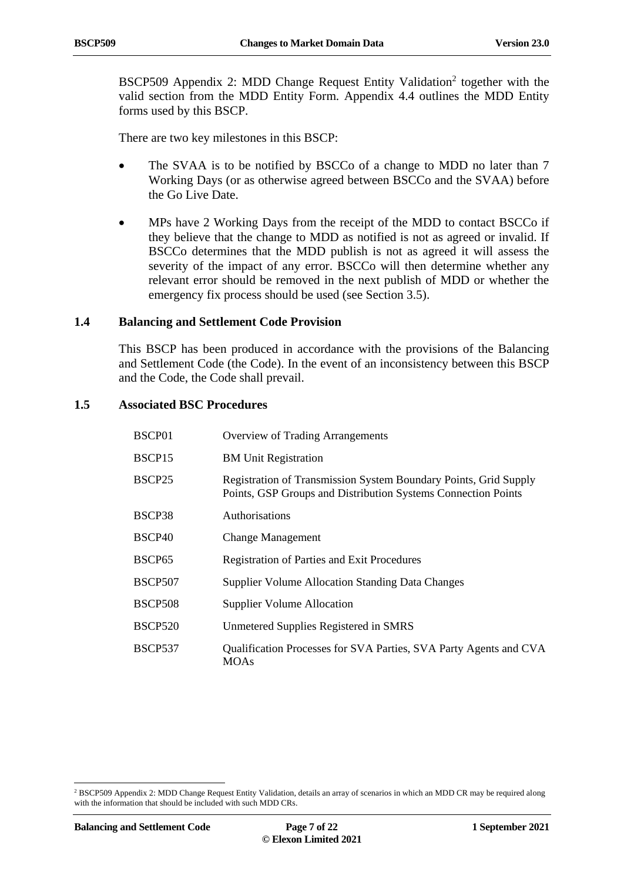BSCP509 Appendix 2: MDD Change Request Entity Validation[2] together with the valid section from the MDD Entity Form. Appendix 4.4 outlines the MDD Entity forms used by this BSCP.

There are two key milestones in this BSCP:

- The SVAA is to be notified by BSCCo of a change to MDD no later than 7 Working Days (or as otherwise agreed between BSCCo and the SVAA) before the Go Live Date.
- MPs have 2 Working Days from the receipt of the MDD to contact BSCCo if they believe that the change to MDD as notified is not as agreed or invalid. If BSCCo determines that the MDD publish is not as agreed it will assess the severity of the impact of any error. BSCCo will then determine whether any relevant error should be removed in the next publish of MDD or whether the emergency fix process should be used (see Section 3.5).

## 1.4 Balancing and Settlement Code Provision

This BSCP has been produced in accordance with the provisions of the Balancing and Settlement Code (the Code). In the event of an inconsistency between this BSCP and the Code, the Code shall prevail.

## 1.5 Associated BSC Procedures

| | |
|---|---|
| BSCP01 | Overview of Trading Arrangements |
| BSCP15 | BM Unit Registration |
| BSCP25 | Registration of Transmission System Boundary Points, Grid Supply Points, GSP Groups and Distribution Systems Connection Points |
| BSCP38 | Authorisations |
| BSCP40 | Change Management |
| BSCP65 | Registration of Parties and Exit Procedures |
| BSCP507 | Supplier Volume Allocation Standing Data Changes |
| BSCP508 | Supplier Volume Allocation |
| BSCP520 | Unmetered Supplies Registered in SMRS |
| BSCP537 | Qualification Processes for SVA Parties, SVA Party Agents and CVA MOAs |

[2] BSCP509 Appendix 2: MDD Change Request Entity Validation, details an array of scenarios in which an MDD CR may be required along with the information that should be included with such MDD CRs.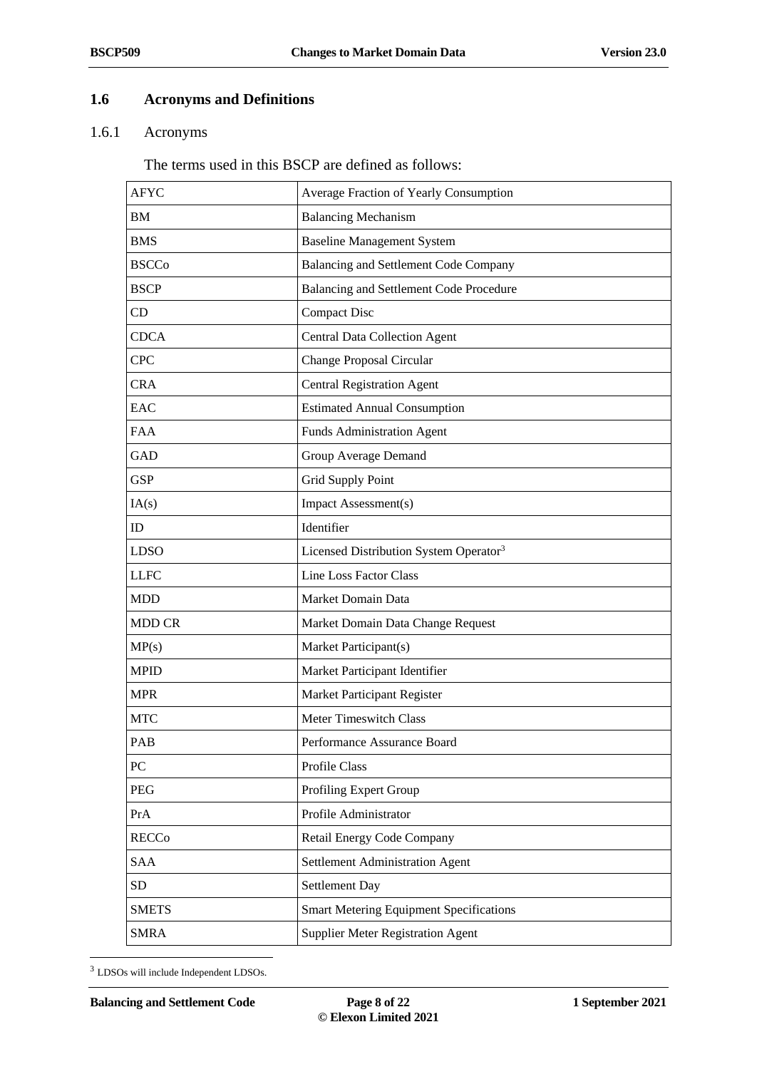## 1.6 Acronyms and Definitions

### 1.6.1 Acronyms

The terms used in this BSCP are defined as follows:

| | |
|---|---|
| AFYC | Average Fraction of Yearly Consumption |
| BM | Balancing Mechanism |
| BMS | Baseline Management System |
| BSCCo | Balancing and Settlement Code Company |
| BSCP | Balancing and Settlement Code Procedure |
| CD | Compact Disc |
| CDCA | Central Data Collection Agent |
| CPC | Change Proposal Circular |
| CRA | Central Registration Agent |
| EAC | Estimated Annual Consumption |
| FAA | Funds Administration Agent |
| GAD | Group Average Demand |
| GSP | Grid Supply Point |
| IA(s) | Impact Assessment(s) |
| ID | Identifier |
| LDSO | Licensed Distribution System Operator[3] |
| LLFC | Line Loss Factor Class |
| MDD | Market Domain Data |
| MDD CR | Market Domain Data Change Request |
| MP(s) | Market Participant(s) |
| MPID | Market Participant Identifier |
| MPR | Market Participant Register |
| MTC | Meter Timeswitch Class |
| PAB | Performance Assurance Board |
| PC | Profile Class |
| PEG | Profiling Expert Group |
| PrA | Profile Administrator |
| RECCo | Retail Energy Code Company |
| SAA | Settlement Administration Agent |
| SD | Settlement Day |
| SMETS | Smart Metering Equipment Specifications |
| SMRA | Supplier Meter Registration Agent |

[3] LDSOs will include Independent LDSOs.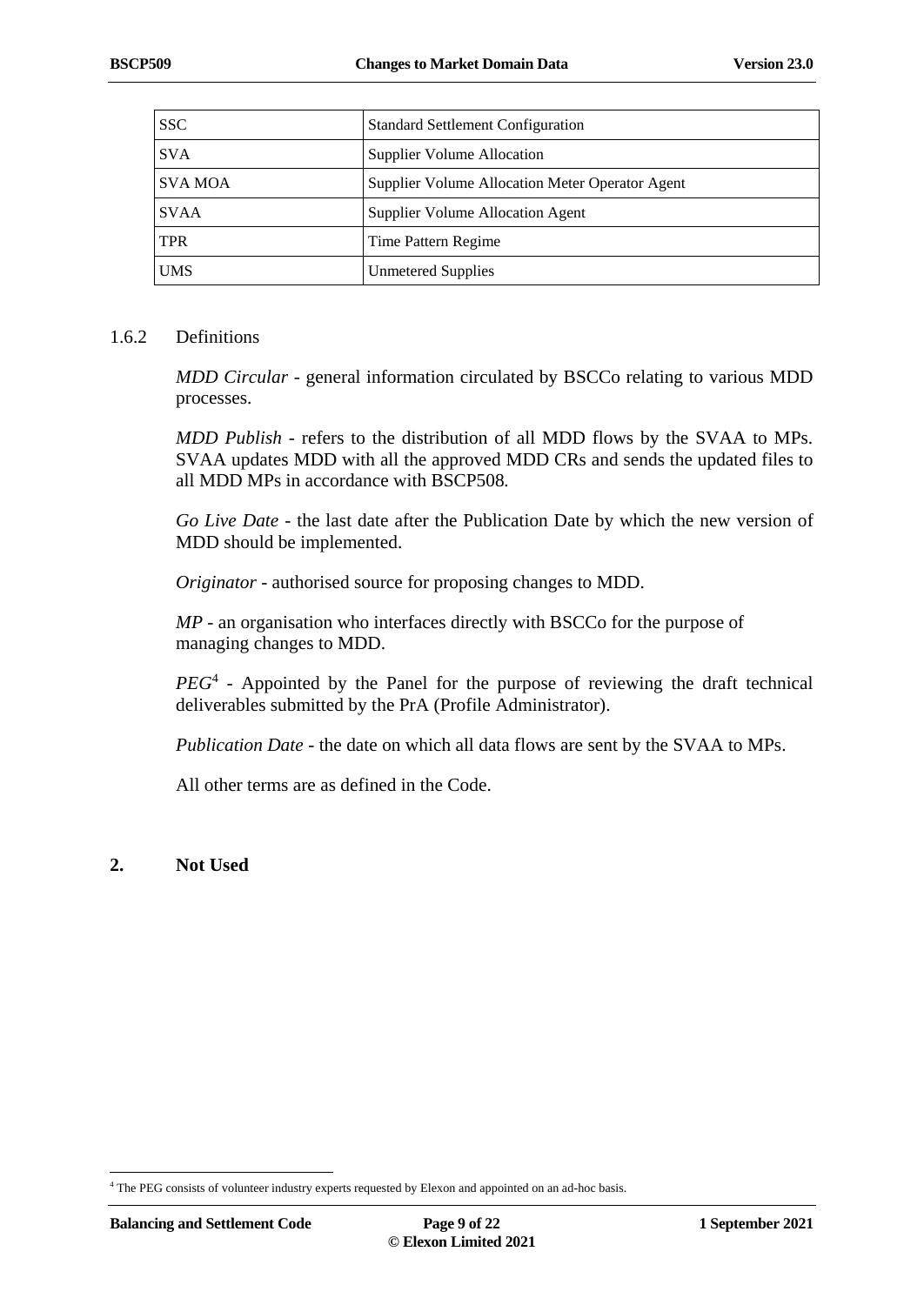| SSC | Standard Settlement Configuration |
|---|---|
| SVA | Supplier Volume Allocation |
| SVA MOA | Supplier Volume Allocation Meter Operator Agent |
| SVAA | Supplier Volume Allocation Agent |
| TPR | Time Pattern Regime |
| UMS | Unmetered Supplies |

### 1.6.2 Definitions

*MDD Circular* - general information circulated by BSCCo relating to various MDD processes.

*MDD Publish* - refers to the distribution of all MDD flows by the SVAA to MPs. SVAA updates MDD with all the approved MDD CRs and sends the updated files to all MDD MPs in accordance with BSCP508.

*Go Live Date* - the last date after the Publication Date by which the new version of MDD should be implemented.

*Originator* - authorised source for proposing changes to MDD.

*MP* - an organisation who interfaces directly with BSCCo for the purpose of managing changes to MDD.

*PEG*[4] - Appointed by the Panel for the purpose of reviewing the draft technical deliverables submitted by the PrA (Profile Administrator).

*Publication Date* - the date on which all data flows are sent by the SVAA to MPs.

All other terms are as defined in the Code.

## 2. Not Used

[4] The PEG consists of volunteer industry experts requested by Elexon and appointed on an ad-hoc basis.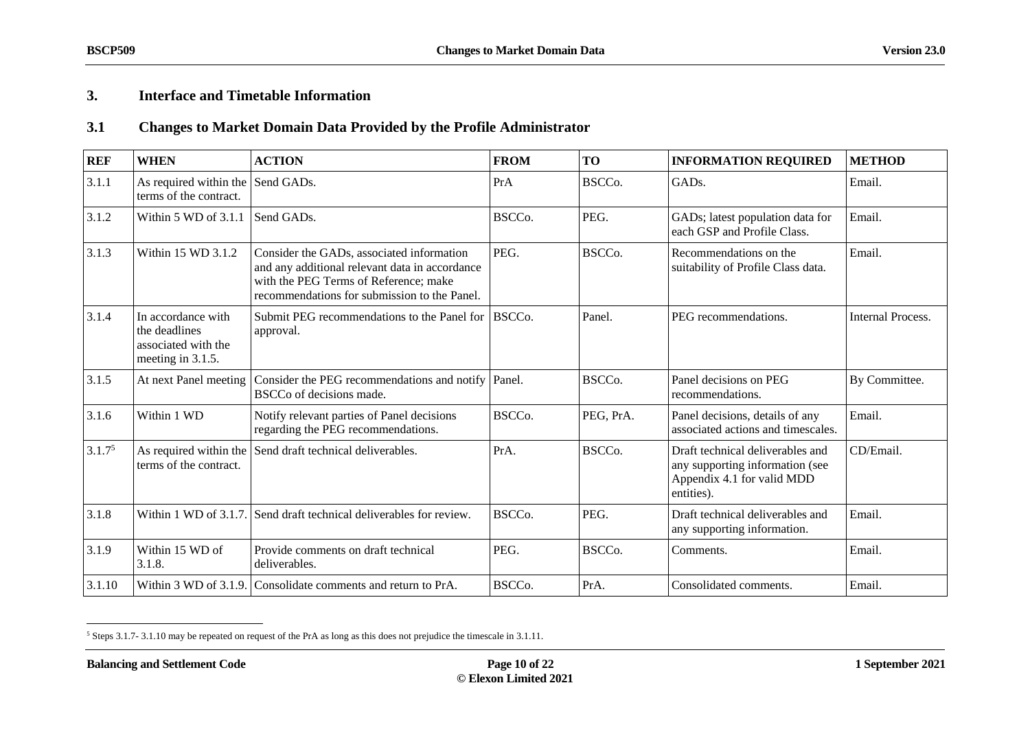## 3. Interface and Timetable Information

### 3.1 Changes to Market Domain Data Provided by the Profile Administrator

| REF | WHEN | ACTION | FROM | TO | INFORMATION REQUIRED | METHOD |
|---|---|---|---|---|---|---|
| 3.1.1 | As required within the terms of the contract. | Send GADs. | PrA | BSCCo. | GADs. | Email. |
| 3.1.2 | Within 5 WD of 3.1.1 | Send GADs. | BSCCo. | PEG. | GADs; latest population data for each GSP and Profile Class. | Email. |
| 3.1.3 | Within 15 WD 3.1.2 | Consider the GADs, associated information and any additional relevant data in accordance with the PEG Terms of Reference; make recommendations for submission to the Panel. | PEG. | BSCCo. | Recommendations on the suitability of Profile Class data. | Email. |
| 3.1.4 | In accordance with the deadlines associated with the meeting in 3.1.5. | Submit PEG recommendations to the Panel for approval. | BSCCo. | Panel. | PEG recommendations. | Internal Process. |
| 3.1.5 | At next Panel meeting | Consider the PEG recommendations and notify BSCCo of decisions made. | Panel. | BSCCo. | Panel decisions on PEG recommendations. | By Committee. |
| 3.1.6 | Within 1 WD | Notify relevant parties of Panel decisions regarding the PEG recommendations. | BSCCo. | PEG, PrA. | Panel decisions, details of any associated actions and timescales. | Email. |
| 3.1.7[5] | As required within the terms of the contract. | Send draft technical deliverables. | PrA. | BSCCo. | Draft technical deliverables and any supporting information (see Appendix 4.1 for valid MDD entities). | CD/Email. |
| 3.1.8 | Within 1 WD of 3.1.7. | Send draft technical deliverables for review. | BSCCo. | PEG. | Draft technical deliverables and any supporting information. | Email. |
| 3.1.9 | Within 15 WD of 3.1.8. | Provide comments on draft technical deliverables. | PEG. | BSCCo. | Comments. | Email. |
| 3.1.10 | Within 3 WD of 3.1.9. | Consolidate comments and return to PrA. | BSCCo. | PrA. | Consolidated comments. | Email. |

[5] Steps 3.1.7- 3.1.10 may be repeated on request of the PrA as long as this does not prejudice the timescale in 3.1.11.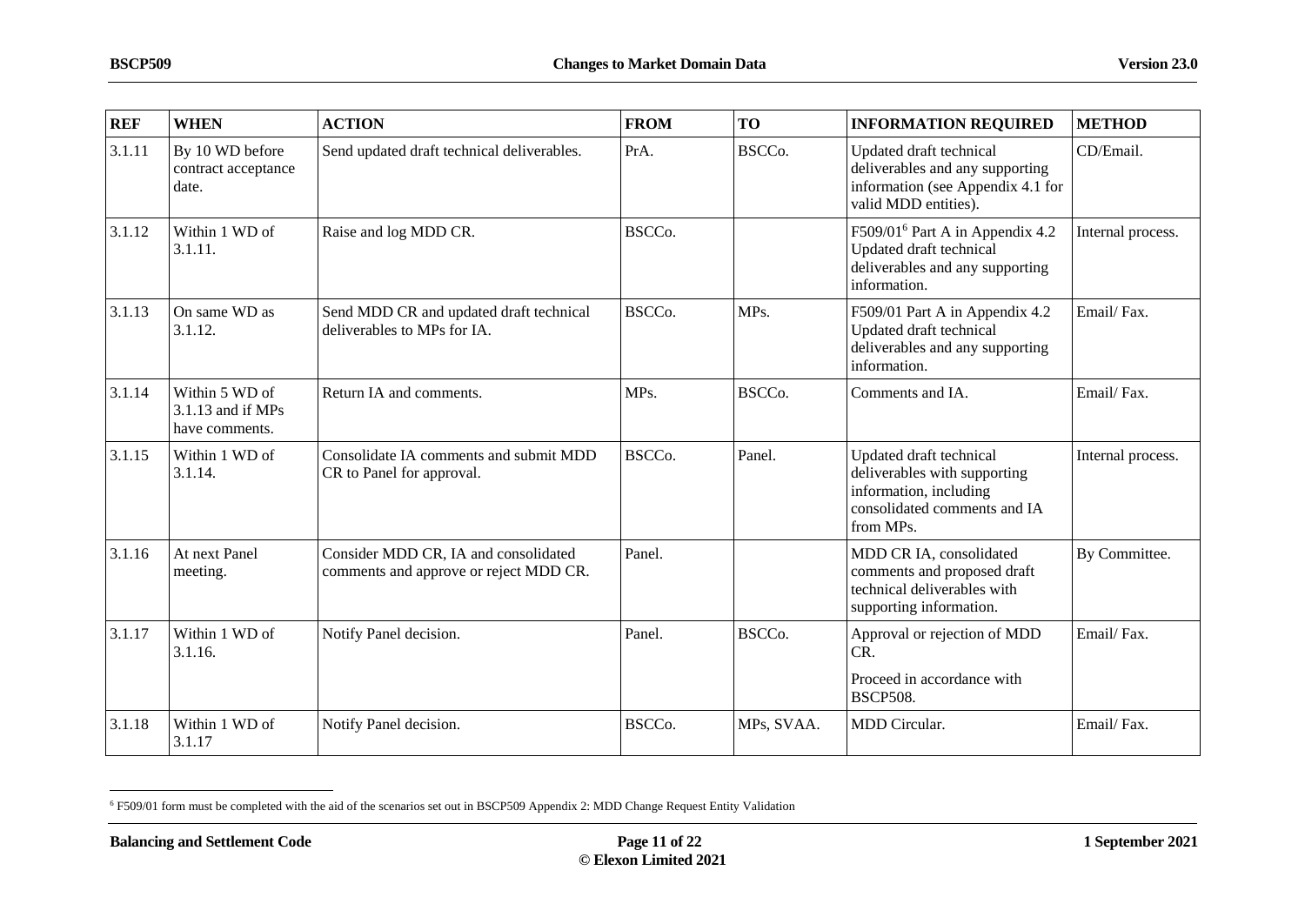| REF | WHEN | ACTION | FROM | TO | INFORMATION REQUIRED | METHOD |
|---|---|---|---|---|---|---|
| 3.1.11 | By 10 WD before contract acceptance date. | Send updated draft technical deliverables. | PrA. | BSCCo. | Updated draft technical deliverables and any supporting information (see Appendix 4.1 for valid MDD entities). | CD/Email. |
| 3.1.12 | Within 1 WD of 3.1.11. | Raise and log MDD CR. | BSCCo. | | F509/01[6] Part A in Appendix 4.2 Updated draft technical deliverables and any supporting information. | Internal process. |
| 3.1.13 | On same WD as 3.1.12. | Send MDD CR and updated draft technical deliverables to MPs for IA. | BSCCo. | MPs. | F509/01 Part A in Appendix 4.2 Updated draft technical deliverables and any supporting information. | Email/ Fax. |
| 3.1.14 | Within 5 WD of 3.1.13 and if MPs have comments. | Return IA and comments. | MPs. | BSCCo. | Comments and IA. | Email/ Fax. |
| 3.1.15 | Within 1 WD of 3.1.14. | Consolidate IA comments and submit MDD CR to Panel for approval. | BSCCo. | Panel. | Updated draft technical deliverables with supporting information, including consolidated comments and IA from MPs. | Internal process. |
| 3.1.16 | At next Panel meeting. | Consider MDD CR, IA and consolidated comments and approve or reject MDD CR. | Panel. | | MDD CR IA, consolidated comments and proposed draft technical deliverables with supporting information. | By Committee. |
| 3.1.17 | Within 1 WD of 3.1.16. | Notify Panel decision. | Panel. | BSCCo. | Approval or rejection of MDD CR. Proceed in accordance with BSCP508. | Email/ Fax. |
| 3.1.18 | Within 1 WD of 3.1.17 | Notify Panel decision. | BSCCo. | MPs, SVAA. | MDD Circular. | Email/ Fax. |

[6] F509/01 form must be completed with the aid of the scenarios set out in BSCP509 Appendix 2: MDD Change Request Entity Validation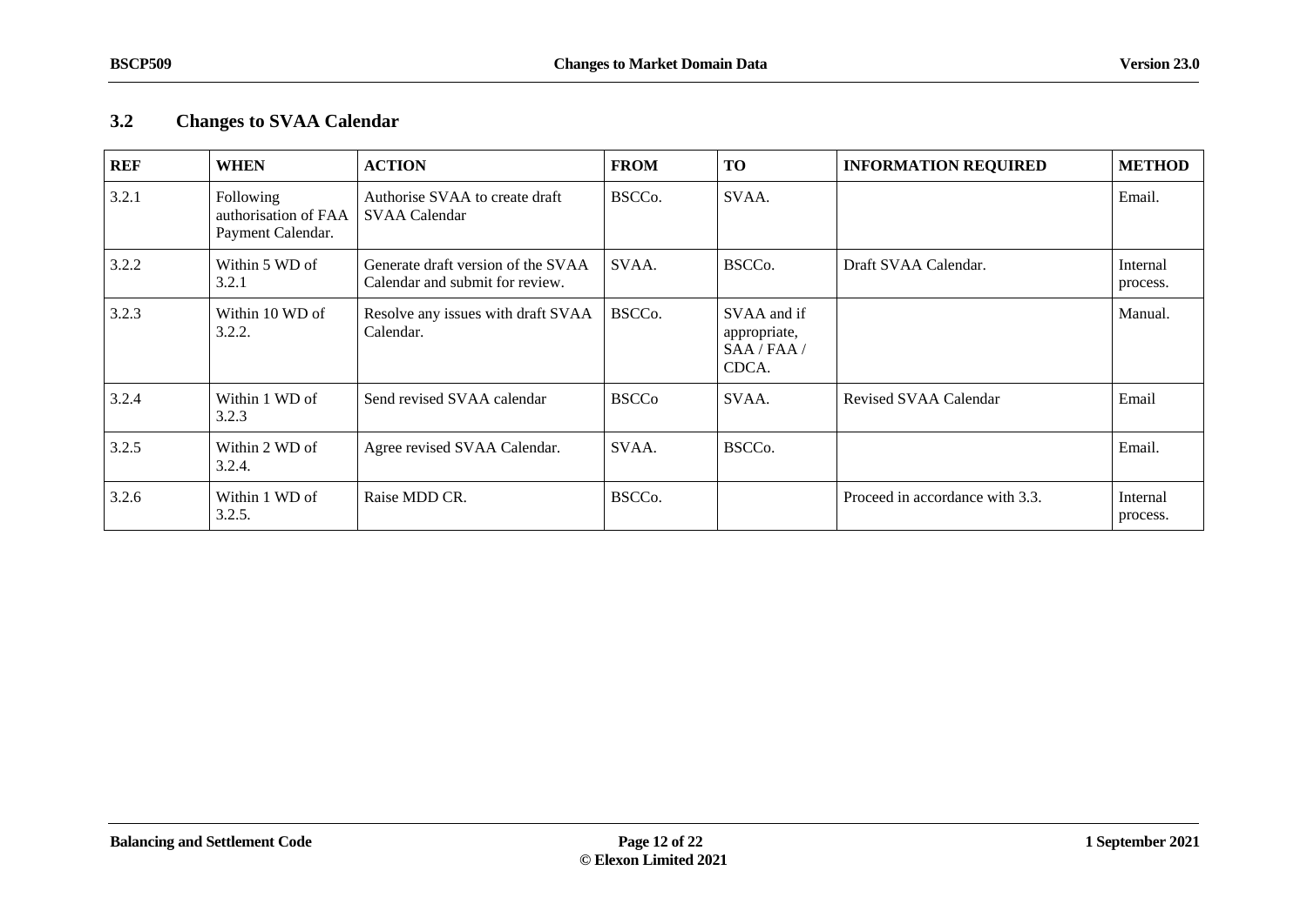## 3.2 Changes to SVAA Calendar

| REF | WHEN | ACTION | FROM | TO | INFORMATION REQUIRED | METHOD |
|---|---|---|---|---|---|---|
| 3.2.1 | Following authorisation of FAA Payment Calendar. | Authorise SVAA to create draft SVAA Calendar | BSCCo. | SVAA. | | Email. |
| 3.2.2 | Within 5 WD of 3.2.1 | Generate draft version of the SVAA Calendar and submit for review. | SVAA. | BSCCo. | Draft SVAA Calendar. | Internal process. |
| 3.2.3 | Within 10 WD of 3.2.2. | Resolve any issues with draft SVAA Calendar. | BSCCo. | SVAA and if appropriate, SAA / FAA / CDCA. | | Manual. |
| 3.2.4 | Within 1 WD of 3.2.3 | Send revised SVAA calendar | BSCCo | SVAA. | Revised SVAA Calendar | Email |
| 3.2.5 | Within 2 WD of 3.2.4. | Agree revised SVAA Calendar. | SVAA. | BSCCo. | | Email. |
| 3.2.6 | Within 1 WD of 3.2.5. | Raise MDD CR. | BSCCo. | | Proceed in accordance with 3.3. | Internal process. |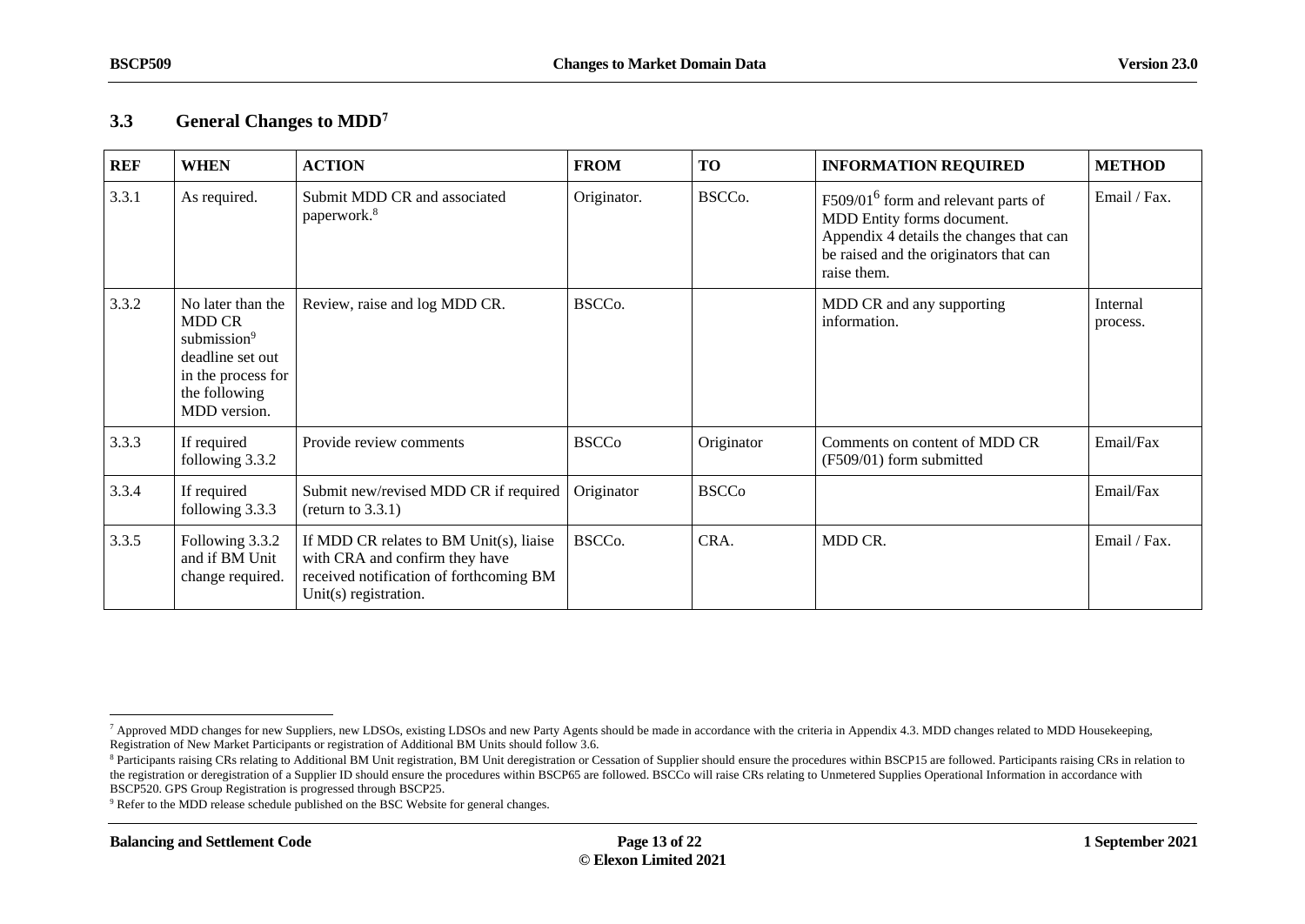## 3.3 General Changes to MDD[7]

| REF | WHEN | ACTION | FROM | TO | INFORMATION REQUIRED | METHOD |
|---|---|---|---|---|---|---|
| 3.3.1 | As required. | Submit MDD CR and associated paperwork.[8] | Originator. | BSCCo. | F509/01[6] form and relevant parts of MDD Entity forms document. Appendix 4 details the changes that can be raised and the originators that can raise them. | Email / Fax. |
| 3.3.2 | No later than the MDD CR submission[9] deadline set out in the process for the following MDD version. | Review, raise and log MDD CR. | BSCCo. | | MDD CR and any supporting information. | Internal process. |
| 3.3.3 | If required following 3.3.2 | Provide review comments | BSCCo | Originator | Comments on content of MDD CR (F509/01) form submitted | Email/Fax |
| 3.3.4 | If required following 3.3.3 | Submit new/revised MDD CR if required (return to 3.3.1) | Originator | BSCCo | | Email/Fax |
| 3.3.5 | Following 3.3.2 and if BM Unit change required. | If MDD CR relates to BM Unit(s), liaise with CRA and confirm they have received notification of forthcoming BM Unit(s) registration. | BSCCo. | CRA. | MDD CR. | Email / Fax. |

---

[7] Approved MDD changes for new Suppliers, new LDSOs, existing LDSOs and new Party Agents should be made in accordance with the criteria in Appendix 4.3. MDD changes related to MDD Housekeeping, Registration of New Market Participants or registration of Additional BM Units should follow 3.6.

[8] Participants raising CRs relating to Additional BM Unit registration, BM Unit deregistration or Cessation of Supplier should ensure the procedures within BSCP15 are followed. Participants raising CRs in relation to the registration or deregistration of a Supplier ID should ensure the procedures within BSCP65 are followed. BSCCo will raise CRs relating to Unmetered Supplies Operational Information in accordance with BSCP520. GPS Group Registration is progressed through BSCP25.

[9] Refer to the MDD release schedule published on the BSC Website for general changes.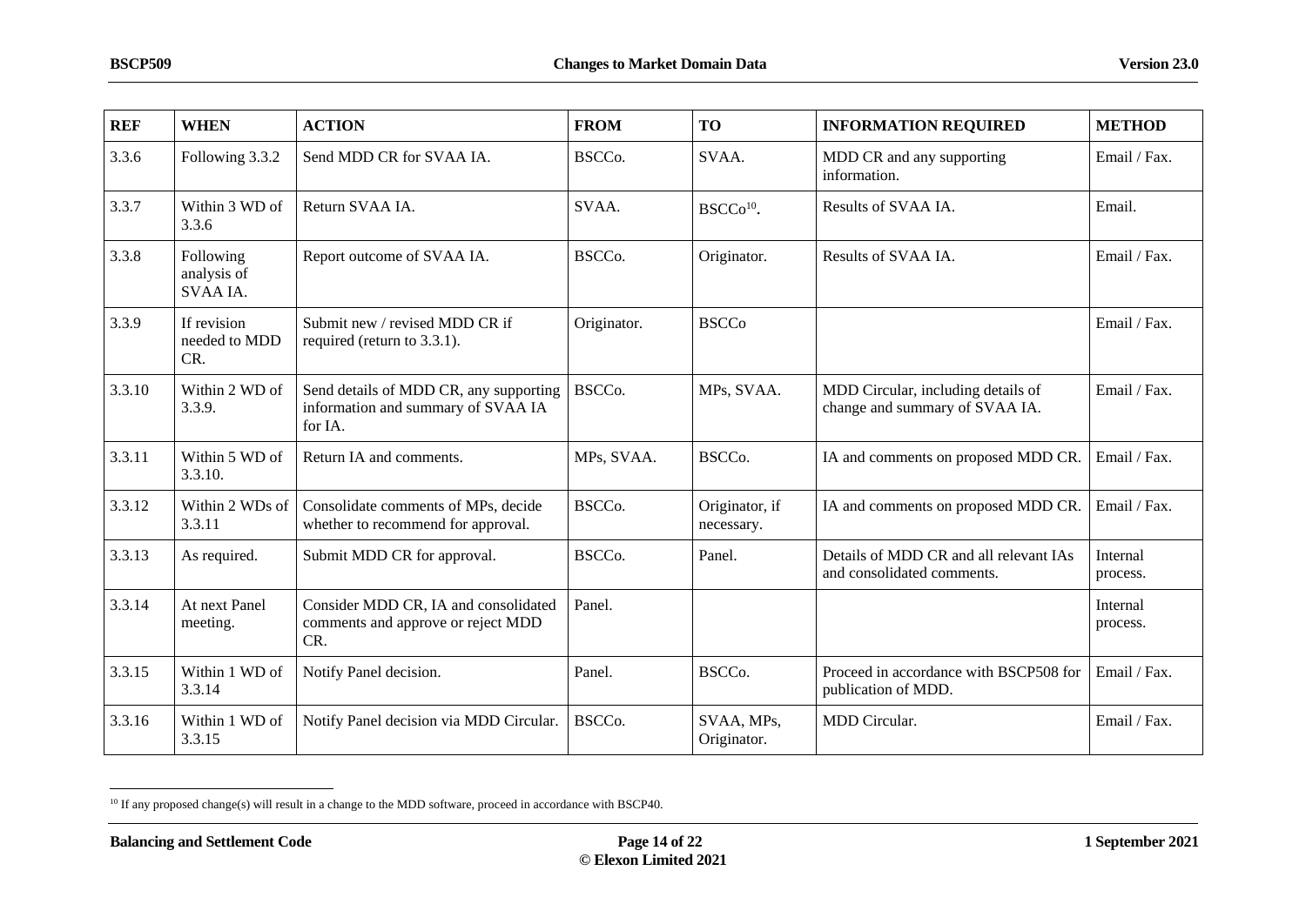| REF | WHEN | ACTION | FROM | TO | INFORMATION REQUIRED | METHOD |
| --- | --- | --- | --- | --- | --- | --- |
| 3.3.6 | Following 3.3.2 | Send MDD CR for SVAA IA. | BSCCo. | SVAA. | MDD CR and any supporting information. | Email / Fax. |
| 3.3.7 | Within 3 WD of 3.3.6 | Return SVAA IA. | SVAA. | BSCCo[10]. | Results of SVAA IA. | Email. |
| 3.3.8 | Following analysis of SVAA IA. | Report outcome of SVAA IA. | BSCCo. | Originator. | Results of SVAA IA. | Email / Fax. |
| 3.3.9 | If revision needed to MDD CR. | Submit new / revised MDD CR if required (return to 3.3.1). | Originator. | BSCCo | | Email / Fax. |
| 3.3.10 | Within 2 WD of 3.3.9. | Send details of MDD CR, any supporting information and summary of SVAA IA for IA. | BSCCo. | MPs, SVAA. | MDD Circular, including details of change and summary of SVAA IA. | Email / Fax. |
| 3.3.11 | Within 5 WD of 3.3.10. | Return IA and comments. | MPs, SVAA. | BSCCo. | IA and comments on proposed MDD CR. | Email / Fax. |
| 3.3.12 | Within 2 WDs of 3.3.11 | Consolidate comments of MPs, decide whether to recommend for approval. | BSCCo. | Originator, if necessary. | IA and comments on proposed MDD CR. | Email / Fax. |
| 3.3.13 | As required. | Submit MDD CR for approval. | BSCCo. | Panel. | Details of MDD CR and all relevant IAs and consolidated comments. | Internal process. |
| 3.3.14 | At next Panel meeting. | Consider MDD CR, IA and consolidated comments and approve or reject MDD CR. | Panel. | | | Internal process. |
| 3.3.15 | Within 1 WD of 3.3.14 | Notify Panel decision. | Panel. | BSCCo. | Proceed in accordance with BSCP508 for publication of MDD. | Email / Fax. |
| 3.3.16 | Within 1 WD of 3.3.15 | Notify Panel decision via MDD Circular. | BSCCo. | SVAA, MPs, Originator. | MDD Circular. | Email / Fax. |

[10] If any proposed change(s) will result in a change to the MDD software, proceed in accordance with BSCP40.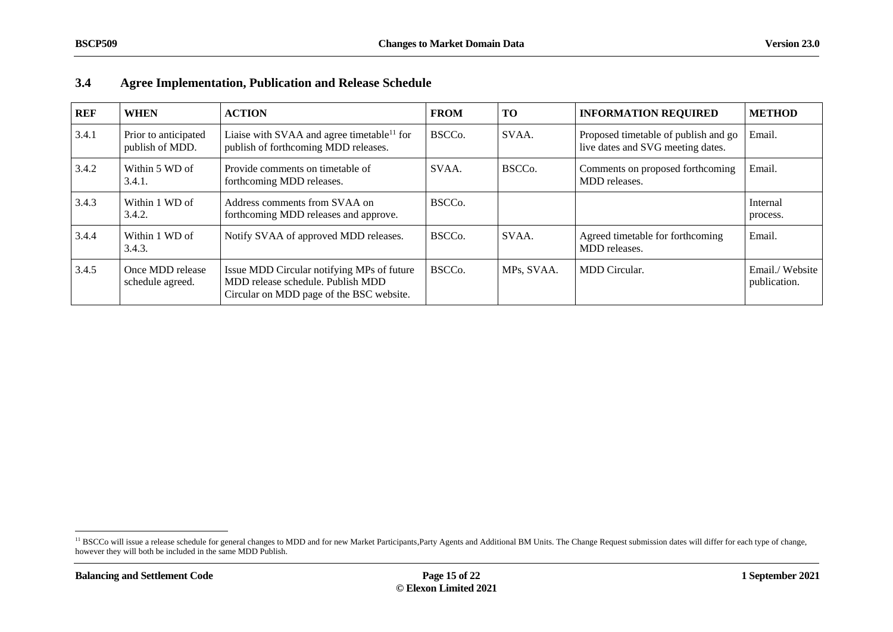## 3.4 Agree Implementation, Publication and Release Schedule

| REF | WHEN | ACTION | FROM | TO | INFORMATION REQUIRED | METHOD |
|---|---|---|---|---|---|---|
| 3.4.1 | Prior to anticipated publish of MDD. | Liaise with SVAA and agree timetable[11] for publish of forthcoming MDD releases. | BSCCo. | SVAA. | Proposed timetable of publish and go live dates and SVG meeting dates. | Email. |
| 3.4.2 | Within 5 WD of 3.4.1. | Provide comments on timetable of forthcoming MDD releases. | SVAA. | BSCCo. | Comments on proposed forthcoming MDD releases. | Email. |
| 3.4.3 | Within 1 WD of 3.4.2. | Address comments from SVAA on forthcoming MDD releases and approve. | BSCCo. | | | Internal process. |
| 3.4.4 | Within 1 WD of 3.4.3. | Notify SVAA of approved MDD releases. | BSCCo. | SVAA. | Agreed timetable for forthcoming MDD releases. | Email. |
| 3.4.5 | Once MDD release schedule agreed. | Issue MDD Circular notifying MPs of future MDD release schedule. Publish MDD Circular on MDD page of the BSC website. | BSCCo. | MPs, SVAA. | MDD Circular. | Email./ Website publication. |

[11] BSCCo will issue a release schedule for general changes to MDD and for new Market Participants,Party Agents and Additional BM Units. The Change Request submission dates will differ for each type of change, however they will both be included in the same MDD Publish.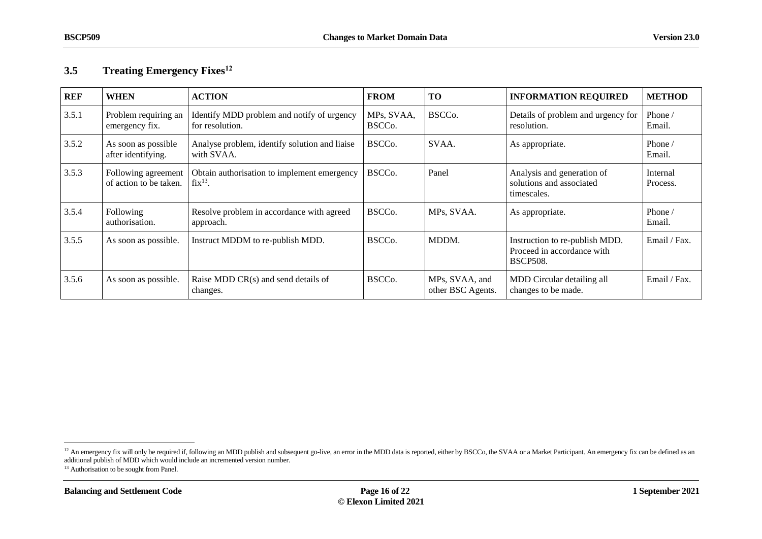## 3.5 Treating Emergency Fixes[12]

| REF | WHEN | ACTION | FROM | TO | INFORMATION REQUIRED | METHOD |
|---|---|---|---|---|---|---|
| 3.5.1 | Problem requiring an emergency fix. | Identify MDD problem and notify of urgency for resolution. | MPs, SVAA, BSCCo. | BSCCo. | Details of problem and urgency for resolution. | Phone / Email. |
| 3.5.2 | As soon as possible after identifying. | Analyse problem, identify solution and liaise with SVAA. | BSCCo. | SVAA. | As appropriate. | Phone / Email. |
| 3.5.3 | Following agreement of action to be taken. | Obtain authorisation to implement emergency fix[13]. | BSCCo. | Panel | Analysis and generation of solutions and associated timescales. | Internal Process. |
| 3.5.4 | Following authorisation. | Resolve problem in accordance with agreed approach. | BSCCo. | MPs, SVAA. | As appropriate. | Phone / Email. |
| 3.5.5 | As soon as possible. | Instruct MDDM to re-publish MDD. | BSCCo. | MDDM. | Instruction to re-publish MDD. Proceed in accordance with BSCP508. | Email / Fax. |
| 3.5.6 | As soon as possible. | Raise MDD CR(s) and send details of changes. | BSCCo. | MPs, SVAA, and other BSC Agents. | MDD Circular detailing all changes to be made. | Email / Fax. |

[12] An emergency fix will only be required if, following an MDD publish and subsequent go-live, an error in the MDD data is reported, either by BSCCo, the SVAA or a Market Participant. An emergency fix can be defined as an additional publish of MDD which would include an incremented version number.

[13] Authorisation to be sought from Panel.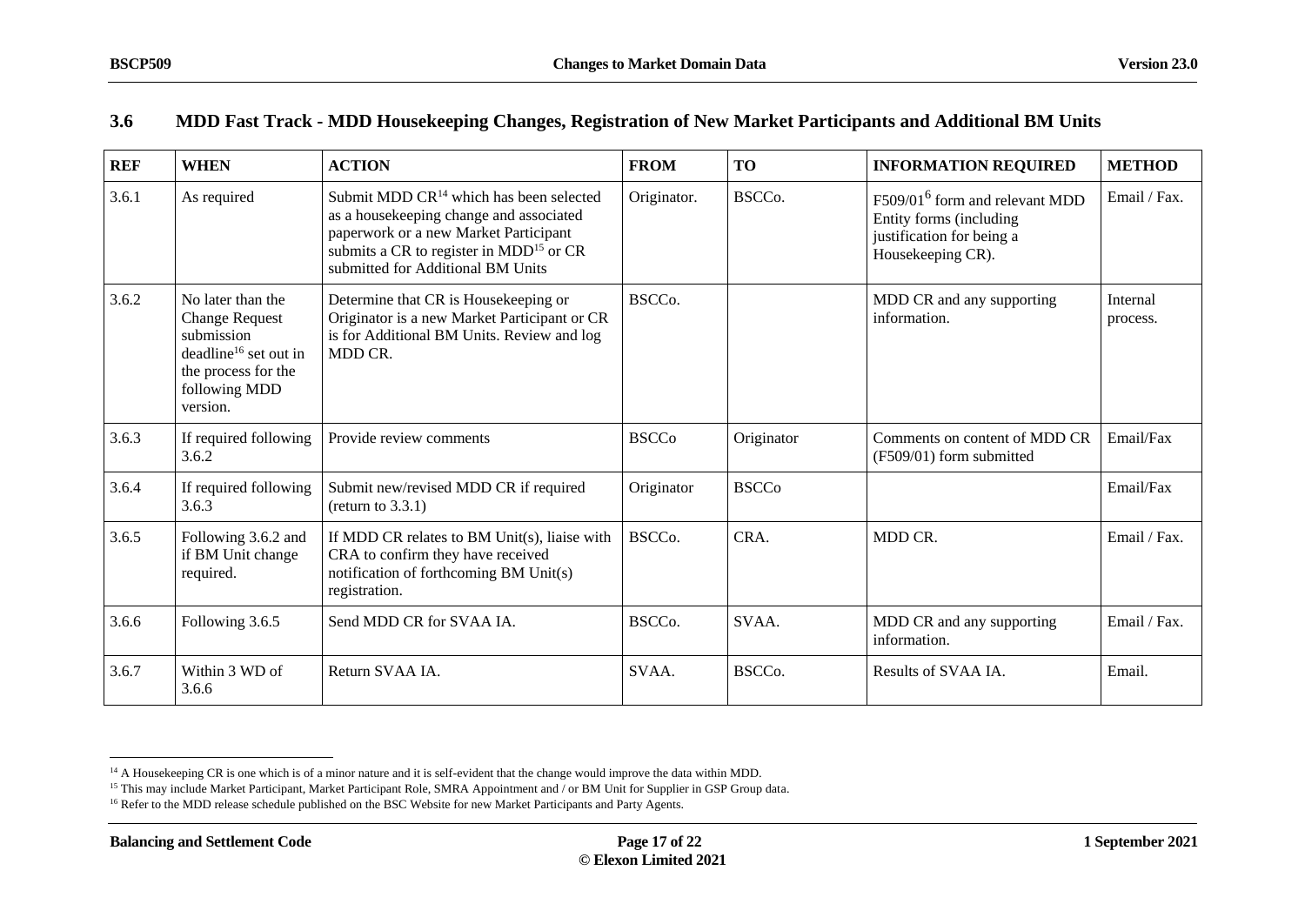## 3.6 MDD Fast Track - MDD Housekeeping Changes, Registration of New Market Participants and Additional BM Units

| REF | WHEN | ACTION | FROM | TO | INFORMATION REQUIRED | METHOD |
|---|---|---|---|---|---|---|
| 3.6.1 | As required | Submit MDD CR[14] which has been selected as a housekeeping change and associated paperwork or a new Market Participant submits a CR to register in MDD[15] or CR submitted for Additional BM Units | Originator. | BSCCo. | F509/01[6] form and relevant MDD Entity forms (including justification for being a Housekeeping CR). | Email / Fax. |
| 3.6.2 | No later than the Change Request submission deadline[16] set out in the process for the following MDD version. | Determine that CR is Housekeeping or Originator is a new Market Participant or CR is for Additional BM Units. Review and log MDD CR. | BSCCo. | | MDD CR and any supporting information. | Internal process. |
| 3.6.3 | If required following 3.6.2 | Provide review comments | BSCCo | Originator | Comments on content of MDD CR (F509/01) form submitted | Email/Fax |
| 3.6.4 | If required following 3.6.3 | Submit new/revised MDD CR if required (return to 3.3.1) | Originator | BSCCo | | Email/Fax |
| 3.6.5 | Following 3.6.2 and if BM Unit change required. | If MDD CR relates to BM Unit(s), liaise with CRA to confirm they have received notification of forthcoming BM Unit(s) registration. | BSCCo. | CRA. | MDD CR. | Email / Fax. |
| 3.6.6 | Following 3.6.5 | Send MDD CR for SVAA IA. | BSCCo. | SVAA. | MDD CR and any supporting information. | Email / Fax. |
| 3.6.7 | Within 3 WD of 3.6.6 | Return SVAA IA. | SVAA. | BSCCo. | Results of SVAA IA. | Email. |

[14] A Housekeeping CR is one which is of a minor nature and it is self-evident that the change would improve the data within MDD.

[15] This may include Market Participant, Market Participant Role, SMRA Appointment and / or BM Unit for Supplier in GSP Group data.

[16] Refer to the MDD release schedule published on the BSC Website for new Market Participants and Party Agents.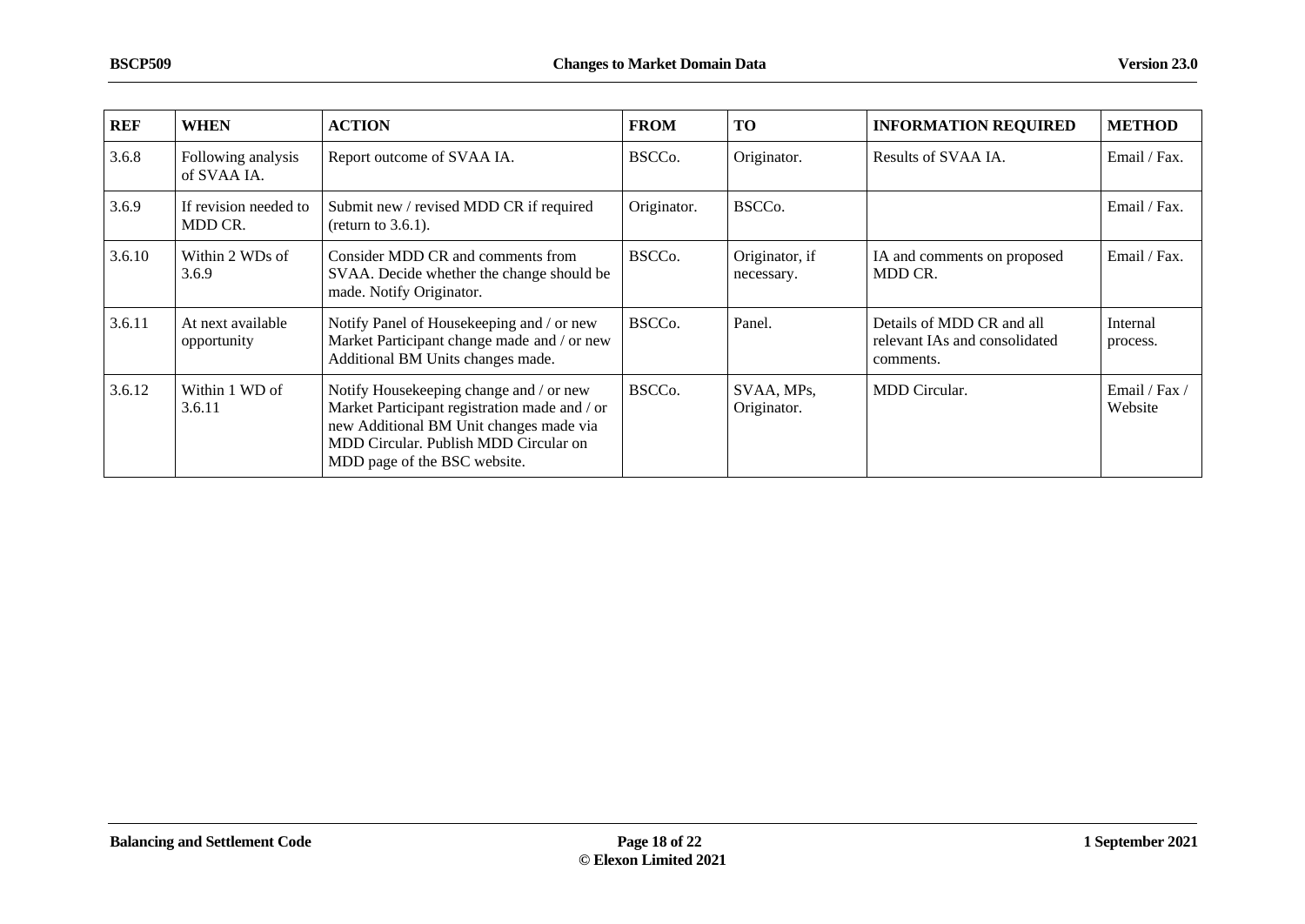| REF | WHEN | ACTION | FROM | TO | INFORMATION REQUIRED | METHOD |
|---|---|---|---|---|---|---|
| 3.6.8 | Following analysis of SVAA IA. | Report outcome of SVAA IA. | BSCCo. | Originator. | Results of SVAA IA. | Email / Fax. |
| 3.6.9 | If revision needed to MDD CR. | Submit new / revised MDD CR if required (return to 3.6.1). | Originator. | BSCCo. | | Email / Fax. |
| 3.6.10 | Within 2 WDs of 3.6.9 | Consider MDD CR and comments from SVAA. Decide whether the change should be made. Notify Originator. | BSCCo. | Originator, if necessary. | IA and comments on proposed MDD CR. | Email / Fax. |
| 3.6.11 | At next available opportunity | Notify Panel of Housekeeping and / or new Market Participant change made and / or new Additional BM Units changes made. | BSCCo. | Panel. | Details of MDD CR and all relevant IAs and consolidated comments. | Internal process. |
| 3.6.12 | Within 1 WD of 3.6.11 | Notify Housekeeping change and / or new Market Participant registration made and / or new Additional BM Unit changes made via MDD Circular. Publish MDD Circular on MDD page of the BSC website. | BSCCo. | SVAA, MPs, Originator. | MDD Circular. | Email / Fax / Website |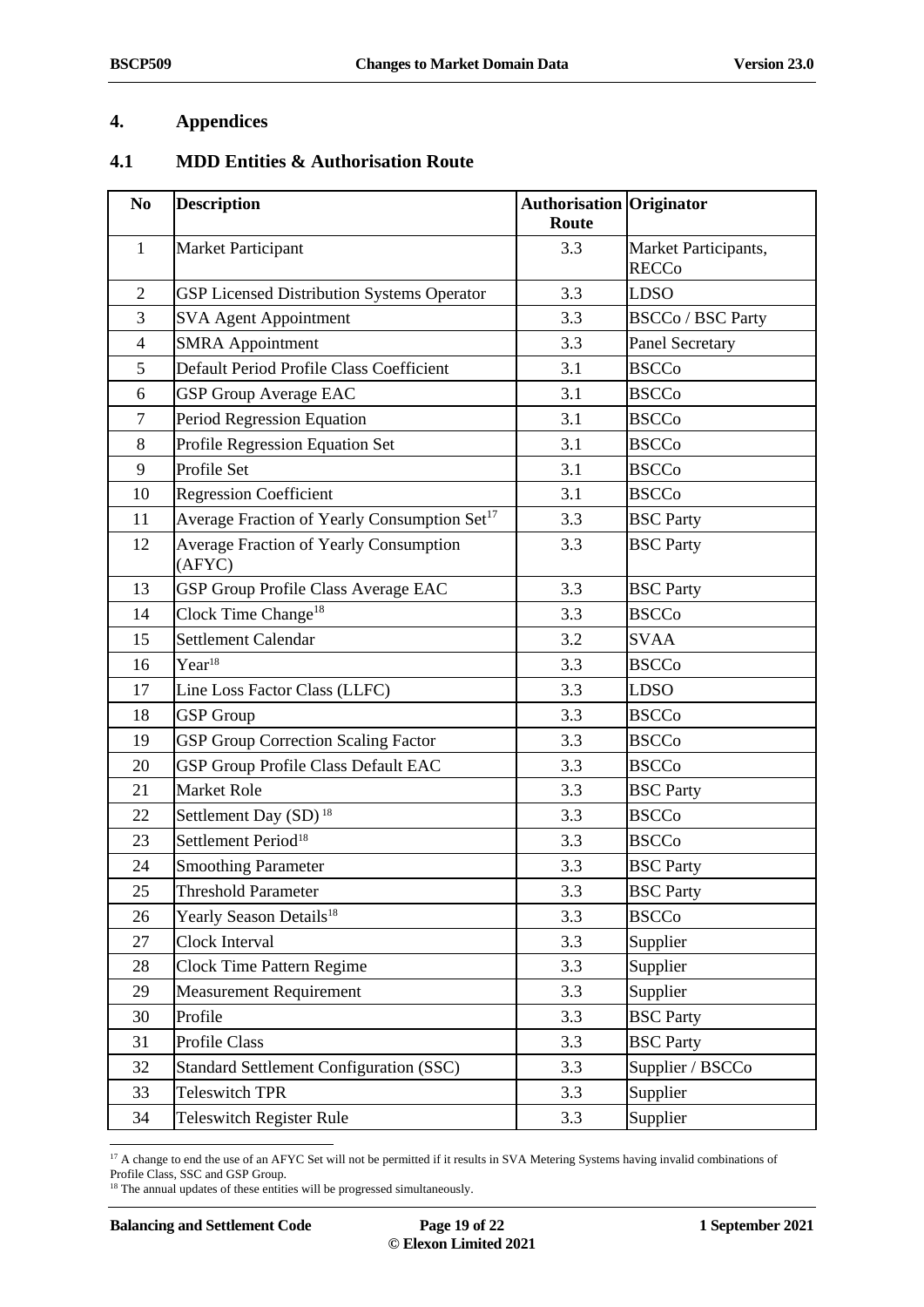## 4. Appendices

### 4.1 MDD Entities & Authorisation Route

| No | Description | Authorisation Route | Originator |
|---|---|---|---|
| 1 | Market Participant | 3.3 | Market Participants, RECCo |
| 2 | GSP Licensed Distribution Systems Operator | 3.3 | LDSO |
| 3 | SVA Agent Appointment | 3.3 | BSCCo / BSC Party |
| 4 | SMRA Appointment | 3.3 | Panel Secretary |
| 5 | Default Period Profile Class Coefficient | 3.1 | BSCCo |
| 6 | GSP Group Average EAC | 3.1 | BSCCo |
| 7 | Period Regression Equation | 3.1 | BSCCo |
| 8 | Profile Regression Equation Set | 3.1 | BSCCo |
| 9 | Profile Set | 3.1 | BSCCo |
| 10 | Regression Coefficient | 3.1 | BSCCo |
| 11 | Average Fraction of Yearly Consumption Set[17] | 3.3 | BSC Party |
| 12 | Average Fraction of Yearly Consumption (AFYC) | 3.3 | BSC Party |
| 13 | GSP Group Profile Class Average EAC | 3.3 | BSC Party |
| 14 | Clock Time Change[18] | 3.3 | BSCCo |
| 15 | Settlement Calendar | 3.2 | SVAA |
| 16 | Year[18] | 3.3 | BSCCo |
| 17 | Line Loss Factor Class (LLFC) | 3.3 | LDSO |
| 18 | GSP Group | 3.3 | BSCCo |
| 19 | GSP Group Correction Scaling Factor | 3.3 | BSCCo |
| 20 | GSP Group Profile Class Default EAC | 3.3 | BSCCo |
| 21 | Market Role | 3.3 | BSC Party |
| 22 | Settlement Day (SD) [18] | 3.3 | BSCCo |
| 23 | Settlement Period[18] | 3.3 | BSCCo |
| 24 | Smoothing Parameter | 3.3 | BSC Party |
| 25 | Threshold Parameter | 3.3 | BSC Party |
| 26 | Yearly Season Details[18] | 3.3 | BSCCo |
| 27 | Clock Interval | 3.3 | Supplier |
| 28 | Clock Time Pattern Regime | 3.3 | Supplier |
| 29 | Measurement Requirement | 3.3 | Supplier |
| 30 | Profile | 3.3 | BSC Party |
| 31 | Profile Class | 3.3 | BSC Party |
| 32 | Standard Settlement Configuration (SSC) | 3.3 | Supplier / BSCCo |
| 33 | Teleswitch TPR | 3.3 | Supplier |
| 34 | Teleswitch Register Rule | 3.3 | Supplier |

[17] A change to end the use of an AFYC Set will not be permitted if it results in SVA Metering Systems having invalid combinations of Profile Class, SSC and GSP Group.

[18] The annual updates of these entities will be progressed simultaneously.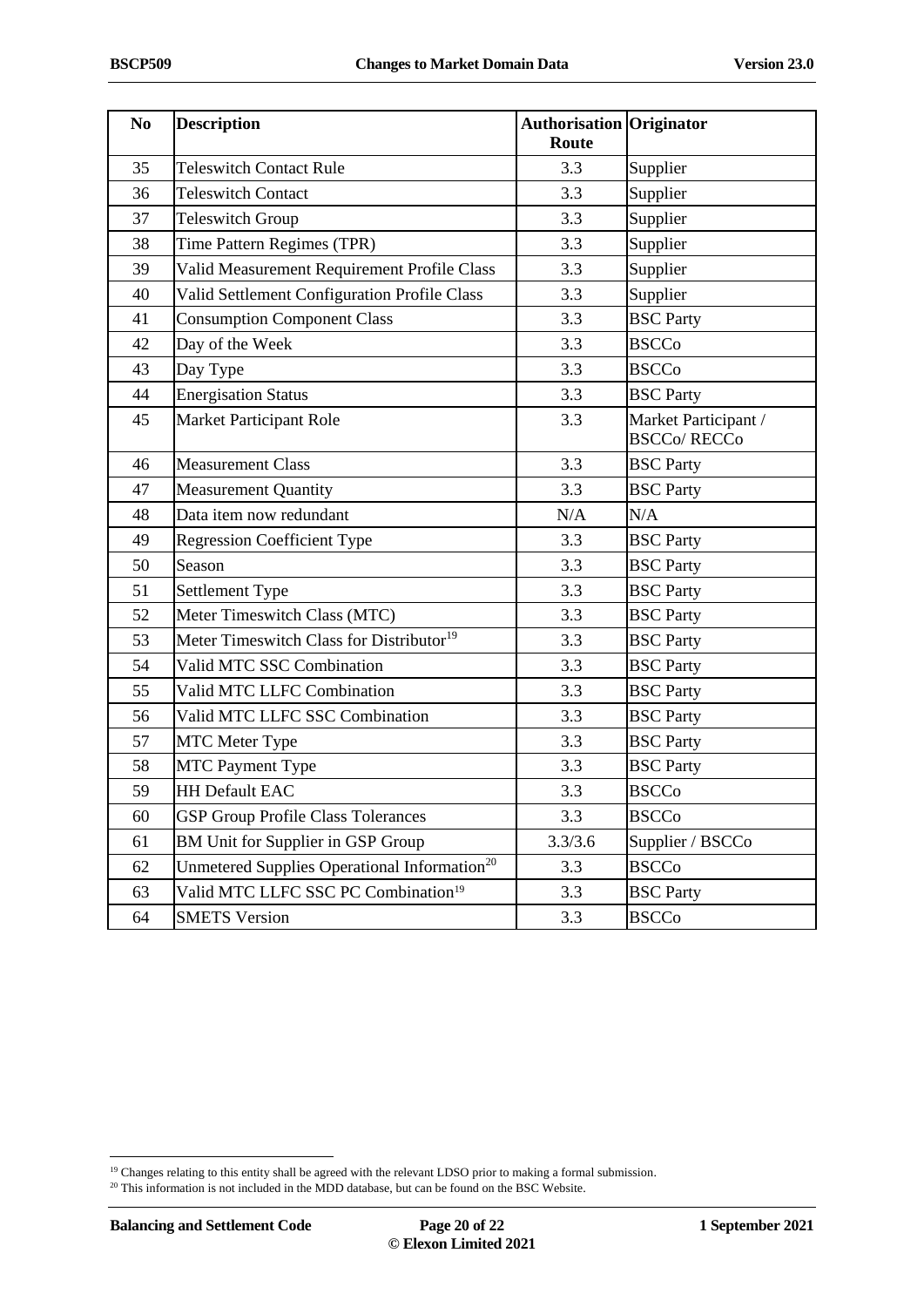| No | Description | Authorisation Route | Originator |
|---|---|---|---|
| 35 | Teleswitch Contact Rule | 3.3 | Supplier |
| 36 | Teleswitch Contact | 3.3 | Supplier |
| 37 | Teleswitch Group | 3.3 | Supplier |
| 38 | Time Pattern Regimes (TPR) | 3.3 | Supplier |
| 39 | Valid Measurement Requirement Profile Class | 3.3 | Supplier |
| 40 | Valid Settlement Configuration Profile Class | 3.3 | Supplier |
| 41 | Consumption Component Class | 3.3 | BSC Party |
| 42 | Day of the Week | 3.3 | BSCCo |
| 43 | Day Type | 3.3 | BSCCo |
| 44 | Energisation Status | 3.3 | BSC Party |
| 45 | Market Participant Role | 3.3 | Market Participant / BSCCo/ RECCo |
| 46 | Measurement Class | 3.3 | BSC Party |
| 47 | Measurement Quantity | 3.3 | BSC Party |
| 48 | Data item now redundant | N/A | N/A |
| 49 | Regression Coefficient Type | 3.3 | BSC Party |
| 50 | Season | 3.3 | BSC Party |
| 51 | Settlement Type | 3.3 | BSC Party |
| 52 | Meter Timeswitch Class (MTC) | 3.3 | BSC Party |
| 53 | Meter Timeswitch Class for Distributor[19] | 3.3 | BSC Party |
| 54 | Valid MTC SSC Combination | 3.3 | BSC Party |
| 55 | Valid MTC LLFC Combination | 3.3 | BSC Party |
| 56 | Valid MTC LLFC SSC Combination | 3.3 | BSC Party |
| 57 | MTC Meter Type | 3.3 | BSC Party |
| 58 | MTC Payment Type | 3.3 | BSC Party |
| 59 | HH Default EAC | 3.3 | BSCCo |
| 60 | GSP Group Profile Class Tolerances | 3.3 | BSCCo |
| 61 | BM Unit for Supplier in GSP Group | 3.3/3.6 | Supplier / BSCCo |
| 62 | Unmetered Supplies Operational Information[20] | 3.3 | BSCCo |
| 63 | Valid MTC LLFC SSC PC Combination[19] | 3.3 | BSC Party |
| 64 | SMETS Version | 3.3 | BSCCo |

[19] Changes relating to this entity shall be agreed with the relevant LDSO prior to making a formal submission.

[20] This information is not included in the MDD database, but can be found on the BSC Website.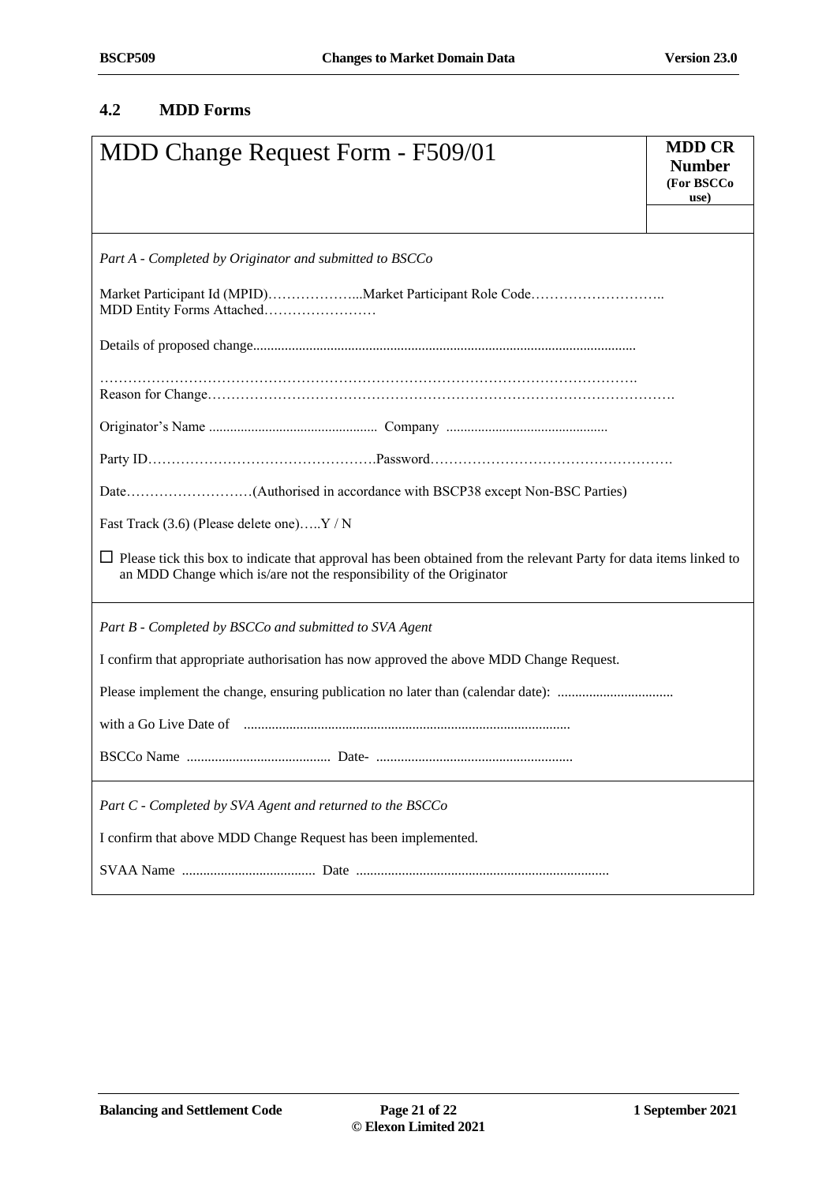## 4.2 MDD Forms

| MDD Change Request Form - F509/01 | **MDD CR Number** **(For BSCCo use)** |
|---|---|
| | |

*Part A - Completed by Originator and submitted to BSCCo*

Market Participant Id (MPID)………………...Market Participant Role Code………………………..
MDD Entity Forms Attached……………………

Details of proposed change...........................................................................................................

…………………………………………………………………………………………………….
Reason for Change………………………………………………………………………………………….

Originator's Name ................................................ Company .............................................

Party ID………………………………………….Password…………………………………………….

Date………………………(Authorised in accordance with BSCP38 except Non-BSC Parties)

Fast Track (3.6) (Please delete one)…..Y / N

☐ Please tick this box to indicate that approval has been obtained from the relevant Party for data items linked to an MDD Change which is/are not the responsibility of the Originator

*Part B - Completed by BSCCo and submitted to SVA Agent*

I confirm that appropriate authorisation has now approved the above MDD Change Request.

Please implement the change, ensuring publication no later than (calendar date): .................................

with a Go Live Date of ............................................................................................

BSCCo Name ......................................... Date- ........................................................

*Part C - Completed by SVA Agent and returned to the BSCCo*

I confirm that above MDD Change Request has been implemented.

SVAA Name ...................................... Date ........................................................................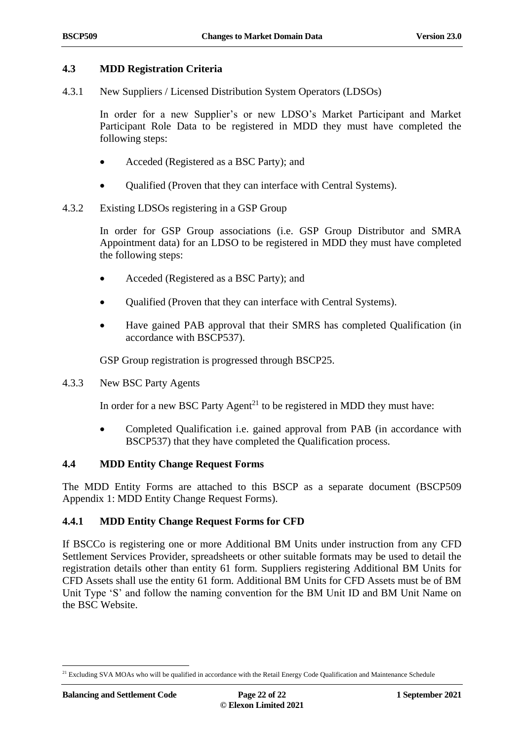## 4.3 MDD Registration Criteria

4.3.1 New Suppliers / Licensed Distribution System Operators (LDSOs)

In order for a new Supplier's or new LDSO's Market Participant and Market Participant Role Data to be registered in MDD they must have completed the following steps:

- Acceded (Registered as a BSC Party); and
- Qualified (Proven that they can interface with Central Systems).

4.3.2 Existing LDSOs registering in a GSP Group

In order for GSP Group associations (i.e. GSP Group Distributor and SMRA Appointment data) for an LDSO to be registered in MDD they must have completed the following steps:

- Acceded (Registered as a BSC Party); and
- Qualified (Proven that they can interface with Central Systems).
- Have gained PAB approval that their SMRS has completed Qualification (in accordance with BSCP537).

GSP Group registration is progressed through BSCP25.

4.3.3 New BSC Party Agents

In order for a new BSC Party Agent[21] to be registered in MDD they must have:

- Completed Qualification i.e. gained approval from PAB (in accordance with BSCP537) that they have completed the Qualification process.

## 4.4 MDD Entity Change Request Forms

The MDD Entity Forms are attached to this BSCP as a separate document (BSCP509 Appendix 1: MDD Entity Change Request Forms).

### 4.4.1 MDD Entity Change Request Forms for CFD

If BSCCo is registering one or more Additional BM Units under instruction from any CFD Settlement Services Provider, spreadsheets or other suitable formats may be used to detail the registration details other than entity 61 form. Suppliers registering Additional BM Units for CFD Assets shall use the entity 61 form. Additional BM Units for CFD Assets must be of BM Unit Type 'S' and follow the naming convention for the BM Unit ID and BM Unit Name on the BSC Website.

[21] Excluding SVA MOAs who will be qualified in accordance with the Retail Energy Code Qualification and Maintenance Schedule